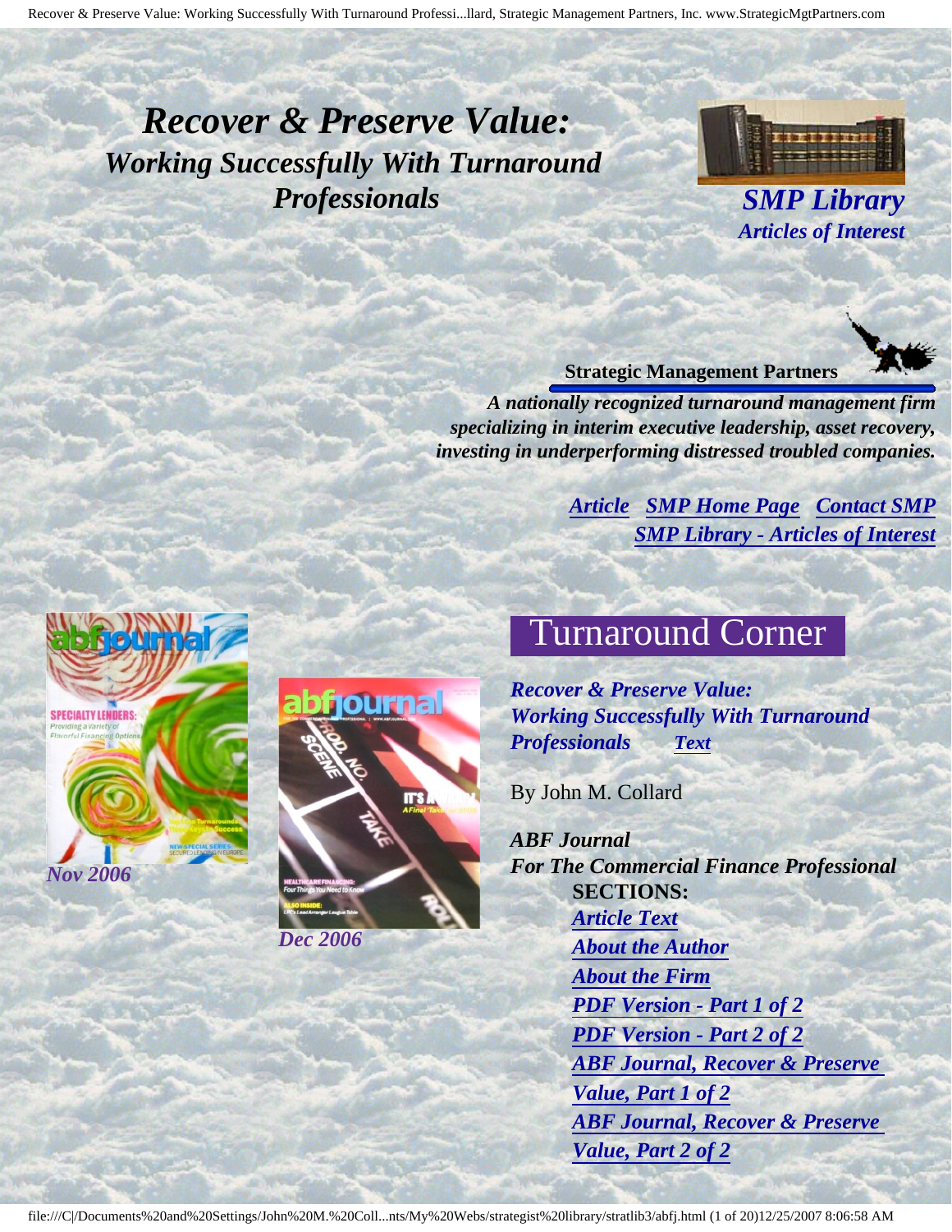# *Recover & Preserve Value:*
## *Working Successfully With Turnaround Professionals*

***SMP Library***
***Articles of Interest***

**Strategic Management Partners**

***A nationally recognized turnaround management firm specializing in interim executive leadership, asset recovery, investing in underperforming distressed troubled companies.***

***Article*** ***SMP Home Page*** ***Contact SMP***
***SMP Library - Articles of Interest***

*Nov 2006*

*Dec 2006*

## Turnaround Corner

***Recover & Preserve Value: Working Successfully With Turnaround Professionals*** ***Text***

By John M. Collard

***ABF Journal***
***For The Commercial Finance Professional***

**SECTIONS:**

- ***Article Text***
- ***About the Author***
- ***About the Firm***
- ***PDF Version - Part 1 of 2***
- ***PDF Version - Part 2 of 2***
- ***ABF Journal, Recover & Preserve Value, Part 1 of 2***
- ***ABF Journal, Recover & Preserve Value, Part 2 of 2***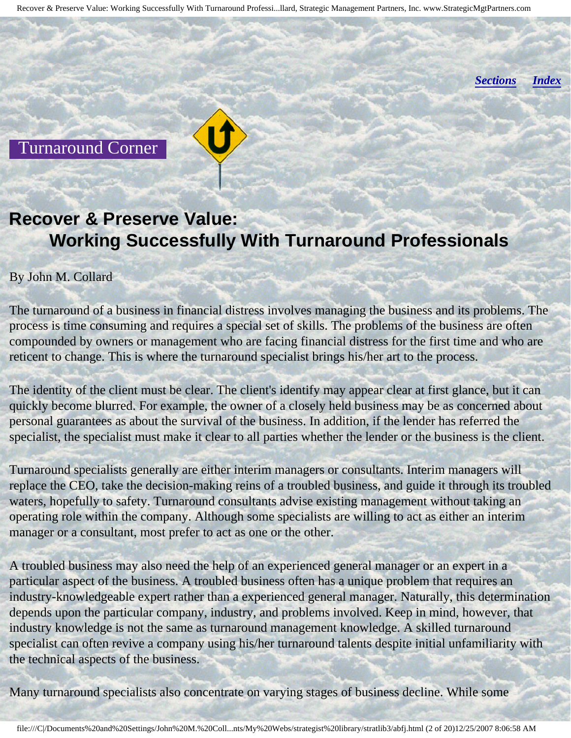*Sections* *Index*

Turnaround Corner

# Recover & Preserve Value: Working Successfully With Turnaround Professionals

By John M. Collard

The turnaround of a business in financial distress involves managing the business and its problems. The process is time consuming and requires a special set of skills. The problems of the business are often compounded by owners or management who are facing financial distress for the first time and who are reticent to change. This is where the turnaround specialist brings his/her art to the process.

The identity of the client must be clear. The client's identify may appear clear at first glance, but it can quickly become blurred. For example, the owner of a closely held business may be as concerned about personal guarantees as about the survival of the business. In addition, if the lender has referred the specialist, the specialist must make it clear to all parties whether the lender or the business is the client.

Turnaround specialists generally are either interim managers or consultants. Interim managers will replace the CEO, take the decision-making reins of a troubled business, and guide it through its troubled waters, hopefully to safety. Turnaround consultants advise existing management without taking an operating role within the company. Although some specialists are willing to act as either an interim manager or a consultant, most prefer to act as one or the other.

A troubled business may also need the help of an experienced general manager or an expert in a particular aspect of the business. A troubled business often has a unique problem that requires an industry-knowledgeable expert rather than a experienced general manager. Naturally, this determination depends upon the particular company, industry, and problems involved. Keep in mind, however, that industry knowledge is not the same as turnaround management knowledge. A skilled turnaround specialist can often revive a company using his/her turnaround talents despite initial unfamiliarity with the technical aspects of the business.

Many turnaround specialists also concentrate on varying stages of business decline. While some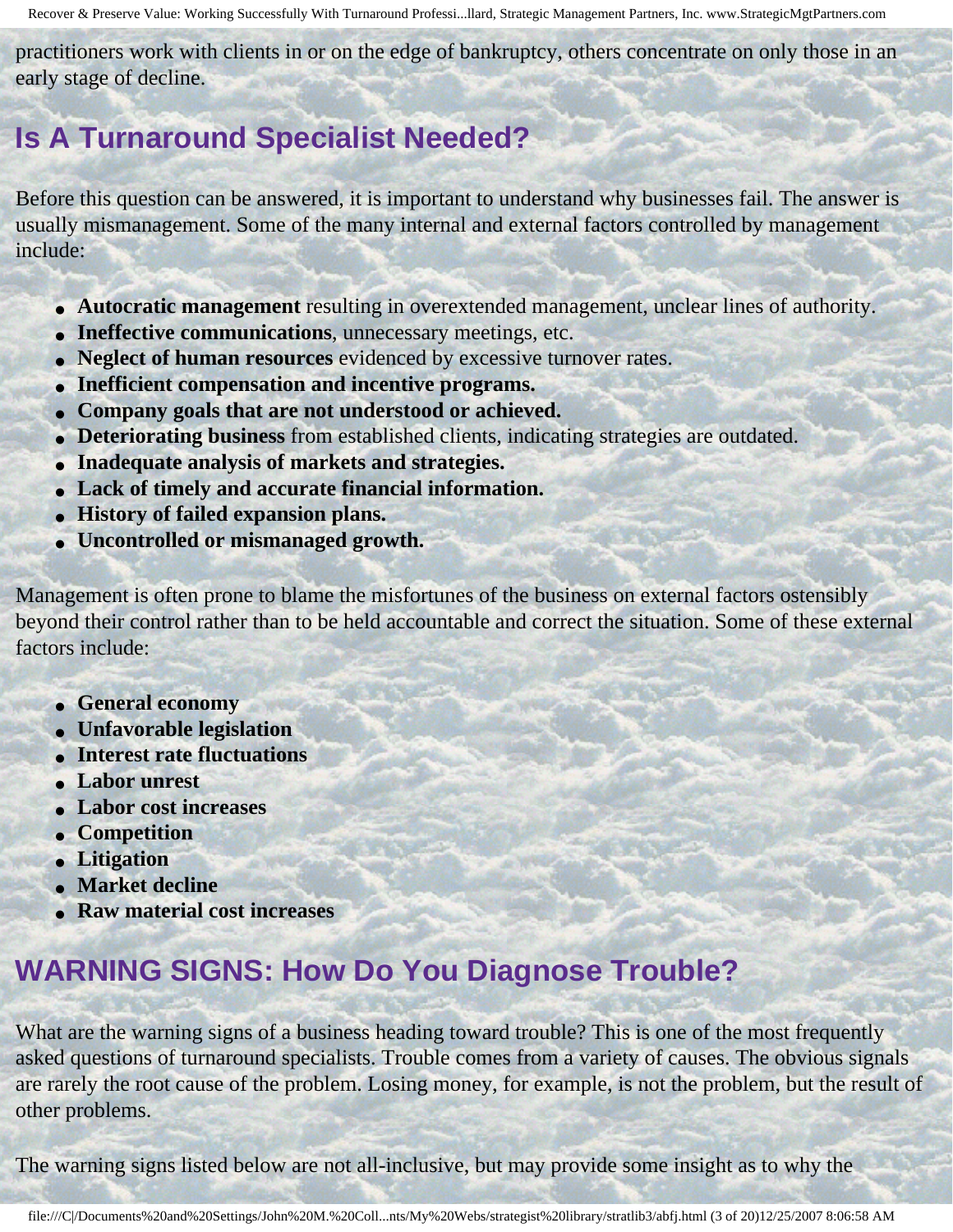practitioners work with clients in or on the edge of bankruptcy, others concentrate on only those in an early stage of decline.

## Is A Turnaround Specialist Needed?

Before this question can be answered, it is important to understand why businesses fail. The answer is usually mismanagement. Some of the many internal and external factors controlled by management include:

- **Autocratic management** resulting in overextended management, unclear lines of authority.
- **Ineffective communications**, unnecessary meetings, etc.
- **Neglect of human resources** evidenced by excessive turnover rates.
- **Inefficient compensation and incentive programs.**
- **Company goals that are not understood or achieved.**
- **Deteriorating business** from established clients, indicating strategies are outdated.
- **Inadequate analysis of markets and strategies.**
- **Lack of timely and accurate financial information.**
- **History of failed expansion plans.**
- **Uncontrolled or mismanaged growth.**

Management is often prone to blame the misfortunes of the business on external factors ostensibly beyond their control rather than to be held accountable and correct the situation. Some of these external factors include:

- **General economy**
- **Unfavorable legislation**
- **Interest rate fluctuations**
- **Labor unrest**
- **Labor cost increases**
- **Competition**
- **Litigation**
- **Market decline**
- **Raw material cost increases**

## WARNING SIGNS: How Do You Diagnose Trouble?

What are the warning signs of a business heading toward trouble? This is one of the most frequently asked questions of turnaround specialists. Trouble comes from a variety of causes. The obvious signals are rarely the root cause of the problem. Losing money, for example, is not the problem, but the result of other problems.

The warning signs listed below are not all-inclusive, but may provide some insight as to why the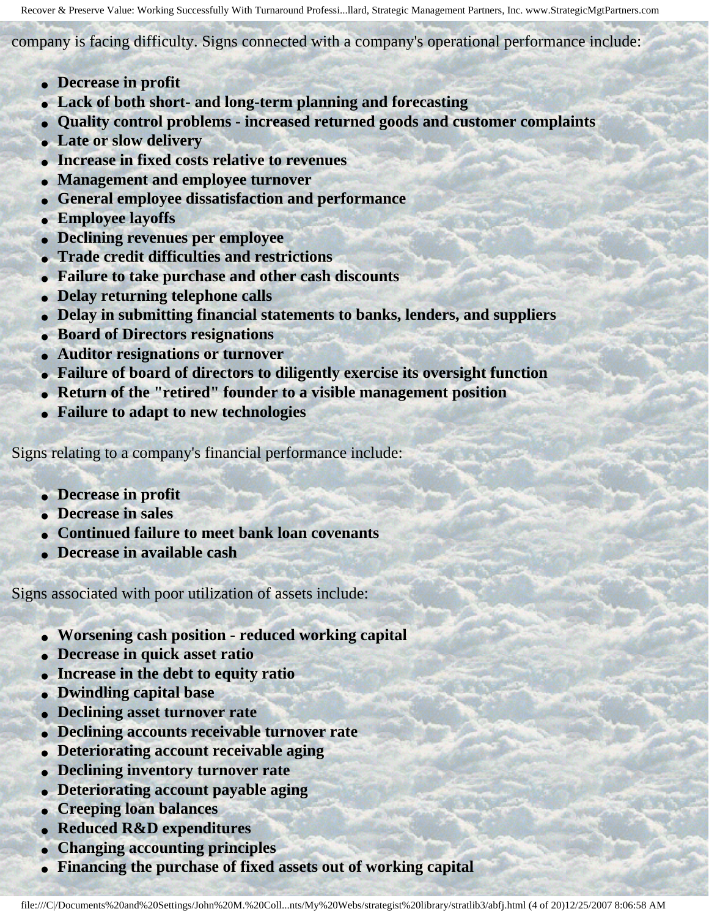company is facing difficulty. Signs connected with a company's operational performance include:

- **Decrease in profit**
- **Lack of both short- and long-term planning and forecasting**
- **Quality control problems - increased returned goods and customer complaints**
- **Late or slow delivery**
- **Increase in fixed costs relative to revenues**
- **Management and employee turnover**
- **General employee dissatisfaction and performance**
- **Employee layoffs**
- **Declining revenues per employee**
- **Trade credit difficulties and restrictions**
- **Failure to take purchase and other cash discounts**
- **Delay returning telephone calls**
- **Delay in submitting financial statements to banks, lenders, and suppliers**
- **Board of Directors resignations**
- **Auditor resignations or turnover**
- **Failure of board of directors to diligently exercise its oversight function**
- **Return of the "retired" founder to a visible management position**
- **Failure to adapt to new technologies**

Signs relating to a company's financial performance include:

- **Decrease in profit**
- **Decrease in sales**
- **Continued failure to meet bank loan covenants**
- **Decrease in available cash**

Signs associated with poor utilization of assets include:

- **Worsening cash position - reduced working capital**
- **Decrease in quick asset ratio**
- **Increase in the debt to equity ratio**
- **Dwindling capital base**
- **Declining asset turnover rate**
- **Declining accounts receivable turnover rate**
- **Deteriorating account receivable aging**
- **Declining inventory turnover rate**
- **Deteriorating account payable aging**
- **Creeping loan balances**
- **Reduced R&D expenditures**
- **Changing accounting principles**
- **Financing the purchase of fixed assets out of working capital**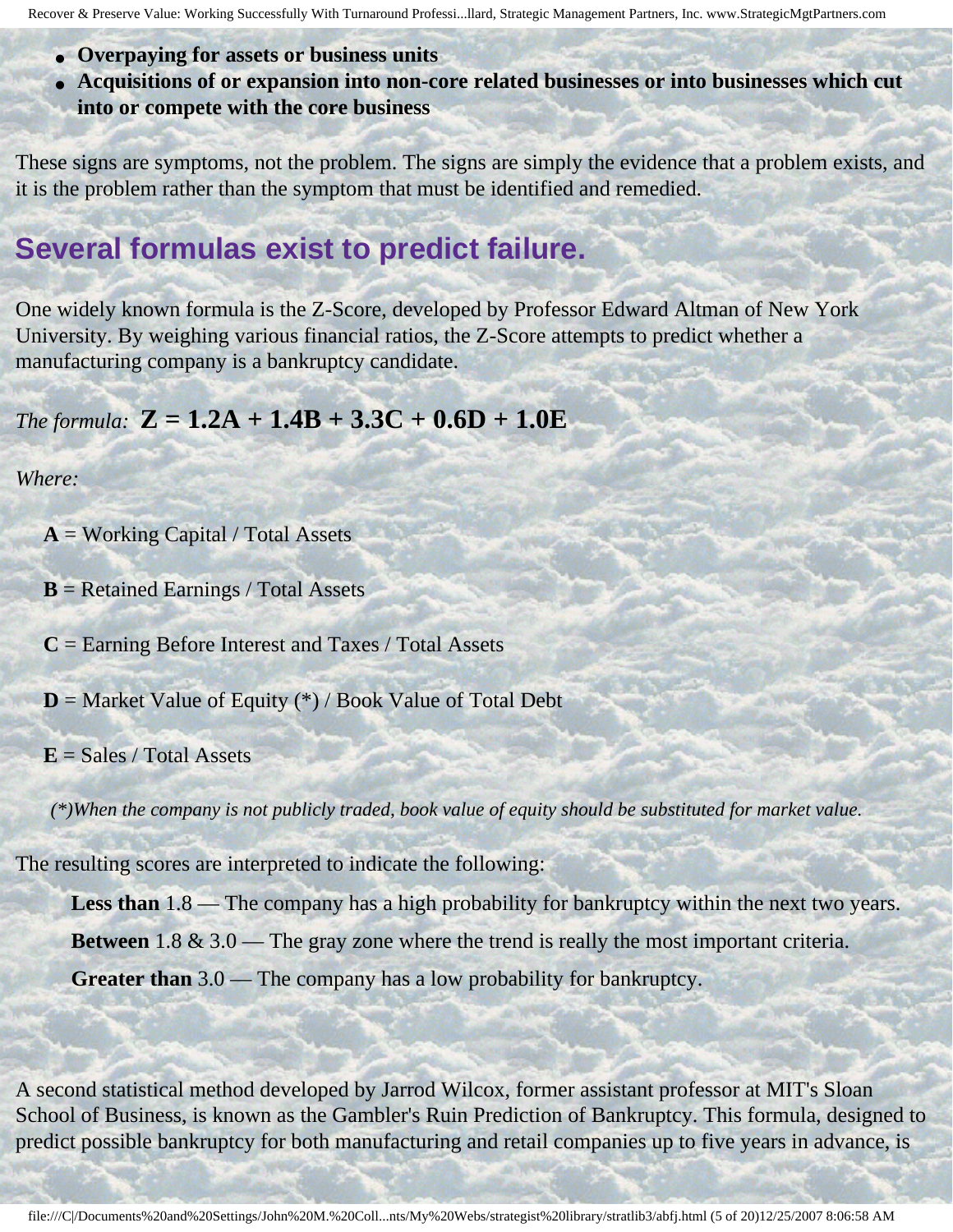- **Overpaying for assets or business units**
- **Acquisitions of or expansion into non-core related businesses or into businesses which cut into or compete with the core business**

These signs are symptoms, not the problem. The signs are simply the evidence that a problem exists, and it is the problem rather than the symptom that must be identified and remedied.

## Several formulas exist to predict failure.

One widely known formula is the Z-Score, developed by Professor Edward Altman of New York University. By weighing various financial ratios, the Z-Score attempts to predict whether a manufacturing company is a bankruptcy candidate.

*The formula:* $$Z = 1.2A + 1.4B + 3.3C + 0.6D + 1.0E$$

*Where:*

**A** = Working Capital / Total Assets

**B** = Retained Earnings / Total Assets

**C** = Earning Before Interest and Taxes / Total Assets

**D** = Market Value of Equity (*) / Book Value of Total Debt

**E** = Sales / Total Assets

*(*)When the company is not publicly traded, book value of equity should be substituted for market value.*

The resulting scores are interpreted to indicate the following:

**Less than** 1.8 — The company has a high probability for bankruptcy within the next two years.

**Between** 1.8 & 3.0 — The gray zone where the trend is really the most important criteria.

**Greater than** 3.0 — The company has a low probability for bankruptcy.

A second statistical method developed by Jarrod Wilcox, former assistant professor at MIT's Sloan School of Business, is known as the Gambler's Ruin Prediction of Bankruptcy. This formula, designed to predict possible bankruptcy for both manufacturing and retail companies up to five years in advance, is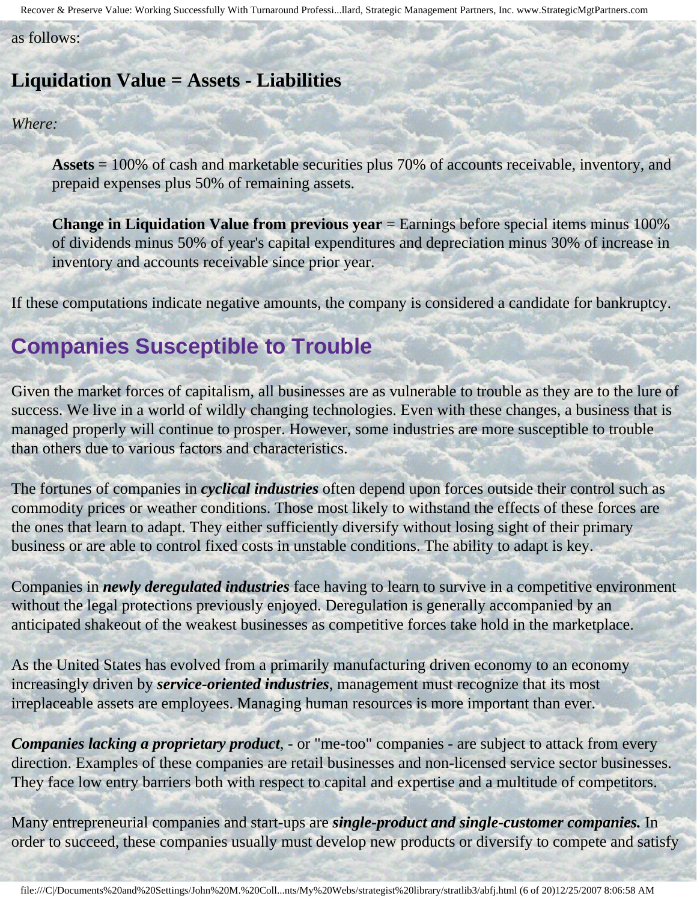as follows:

**Liquidation Value = Assets - Liabilities**

*Where:*

> **Assets** = 100% of cash and marketable securities plus 70% of accounts receivable, inventory, and prepaid expenses plus 50% of remaining assets.
>
> **Change in Liquidation Value from previous year** = Earnings before special items minus 100% of dividends minus 50% of year's capital expenditures and depreciation minus 30% of increase in inventory and accounts receivable since prior year.

If these computations indicate negative amounts, the company is considered a candidate for bankruptcy.

## Companies Susceptible to Trouble

Given the market forces of capitalism, all businesses are as vulnerable to trouble as they are to the lure of success. We live in a world of wildly changing technologies. Even with these changes, a business that is managed properly will continue to prosper. However, some industries are more susceptible to trouble than others due to various factors and characteristics.

The fortunes of companies in ***cyclical industries*** often depend upon forces outside their control such as commodity prices or weather conditions. Those most likely to withstand the effects of these forces are the ones that learn to adapt. They either sufficiently diversify without losing sight of their primary business or are able to control fixed costs in unstable conditions. The ability to adapt is key.

Companies in ***newly deregulated industries*** face having to learn to survive in a competitive environment without the legal protections previously enjoyed. Deregulation is generally accompanied by an anticipated shakeout of the weakest businesses as competitive forces take hold in the marketplace.

As the United States has evolved from a primarily manufacturing driven economy to an economy increasingly driven by ***service-oriented industries***, management must recognize that its most irreplaceable assets are employees. Managing human resources is more important than ever.

***Companies lacking a proprietary product***, - or "me-too" companies - are subject to attack from every direction. Examples of these companies are retail businesses and non-licensed service sector businesses. They face low entry barriers both with respect to capital and expertise and a multitude of competitors.

Many entrepreneurial companies and start-ups are ***single-product and single-customer companies.*** In order to succeed, these companies usually must develop new products or diversify to compete and satisfy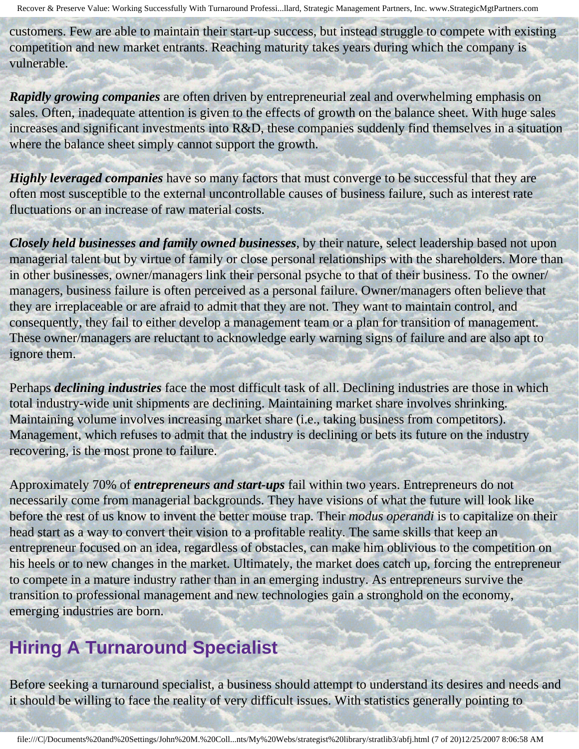customers. Few are able to maintain their start-up success, but instead struggle to compete with existing competition and new market entrants. Reaching maturity takes years during which the company is vulnerable.

***Rapidly growing companies*** are often driven by entrepreneurial zeal and overwhelming emphasis on sales. Often, inadequate attention is given to the effects of growth on the balance sheet. With huge sales increases and significant investments into R&D, these companies suddenly find themselves in a situation where the balance sheet simply cannot support the growth.

***Highly leveraged companies*** have so many factors that must converge to be successful that they are often most susceptible to the external uncontrollable causes of business failure, such as interest rate fluctuations or an increase of raw material costs.

***Closely held businesses and family owned businesses***, by their nature, select leadership based not upon managerial talent but by virtue of family or close personal relationships with the shareholders. More than in other businesses, owner/managers link their personal psyche to that of their business. To the owner/managers, business failure is often perceived as a personal failure. Owner/managers often believe that they are irreplaceable or are afraid to admit that they are not. They want to maintain control, and consequently, they fail to either develop a management team or a plan for transition of management. These owner/managers are reluctant to acknowledge early warning signs of failure and are also apt to ignore them.

Perhaps ***declining industries*** face the most difficult task of all. Declining industries are those in which total industry-wide unit shipments are declining. Maintaining market share involves shrinking. Maintaining volume involves increasing market share (i.e., taking business from competitors). Management, which refuses to admit that the industry is declining or bets its future on the industry recovering, is the most prone to failure.

Approximately 70% of ***entrepreneurs and start-ups*** fail within two years. Entrepreneurs do not necessarily come from managerial backgrounds. They have visions of what the future will look like before the rest of us know to invent the better mouse trap. Their *modus operandi* is to capitalize on their head start as a way to convert their vision to a profitable reality. The same skills that keep an entrepreneur focused on an idea, regardless of obstacles, can make him oblivious to the competition on his heels or to new changes in the market. Ultimately, the market does catch up, forcing the entrepreneur to compete in a mature industry rather than in an emerging industry. As entrepreneurs survive the transition to professional management and new technologies gain a stronghold on the economy, emerging industries are born.

## Hiring A Turnaround Specialist

Before seeking a turnaround specialist, a business should attempt to understand its desires and needs and it should be willing to face the reality of very difficult issues. With statistics generally pointing to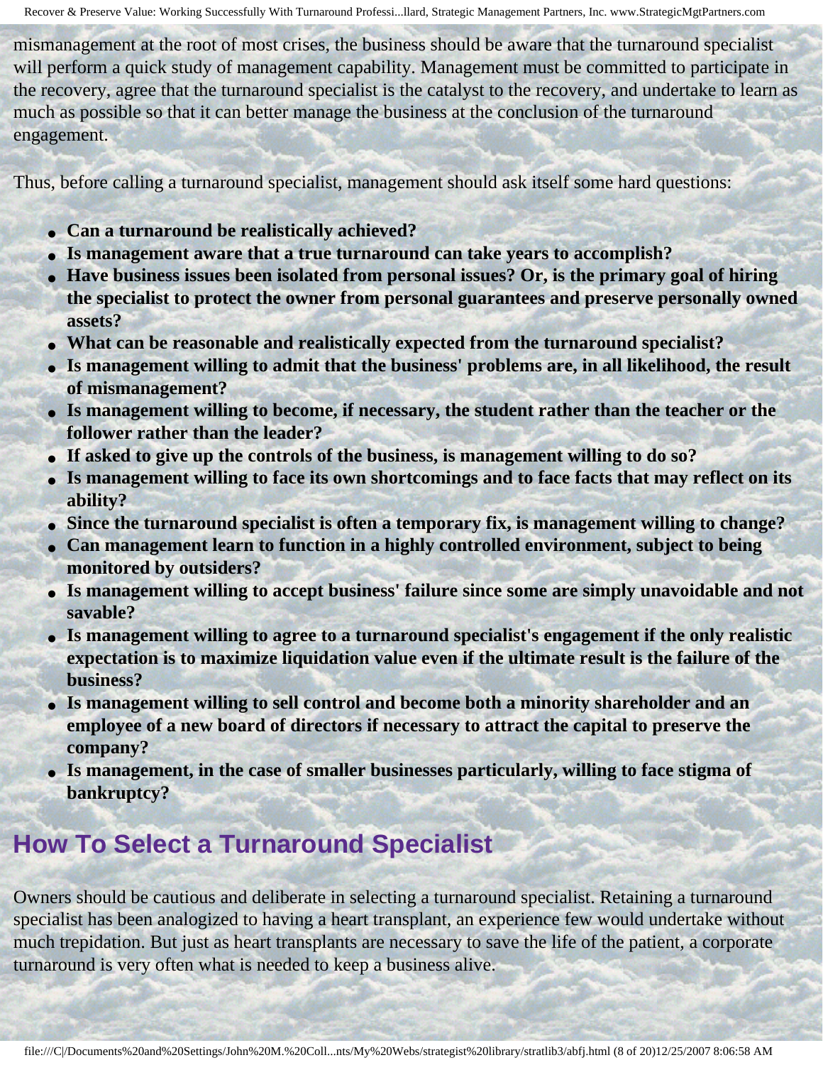mismanagement at the root of most crises, the business should be aware that the turnaround specialist will perform a quick study of management capability. Management must be committed to participate in the recovery, agree that the turnaround specialist is the catalyst to the recovery, and undertake to learn as much as possible so that it can better manage the business at the conclusion of the turnaround engagement.

Thus, before calling a turnaround specialist, management should ask itself some hard questions:

- **Can a turnaround be realistically achieved?**
- **Is management aware that a true turnaround can take years to accomplish?**
- **Have business issues been isolated from personal issues? Or, is the primary goal of hiring the specialist to protect the owner from personal guarantees and preserve personally owned assets?**
- **What can be reasonable and realistically expected from the turnaround specialist?**
- **Is management willing to admit that the business' problems are, in all likelihood, the result of mismanagement?**
- **Is management willing to become, if necessary, the student rather than the teacher or the follower rather than the leader?**
- **If asked to give up the controls of the business, is management willing to do so?**
- **Is management willing to face its own shortcomings and to face facts that may reflect on its ability?**
- **Since the turnaround specialist is often a temporary fix, is management willing to change?**
- **Can management learn to function in a highly controlled environment, subject to being monitored by outsiders?**
- **Is management willing to accept business' failure since some are simply unavoidable and not savable?**
- **Is management willing to agree to a turnaround specialist's engagement if the only realistic expectation is to maximize liquidation value even if the ultimate result is the failure of the business?**
- **Is management willing to sell control and become both a minority shareholder and an employee of a new board of directors if necessary to attract the capital to preserve the company?**
- **Is management, in the case of smaller businesses particularly, willing to face stigma of bankruptcy?**

## How To Select a Turnaround Specialist

Owners should be cautious and deliberate in selecting a turnaround specialist. Retaining a turnaround specialist has been analogized to having a heart transplant, an experience few would undertake without much trepidation. But just as heart transplants are necessary to save the life of the patient, a corporate turnaround is very often what is needed to keep a business alive.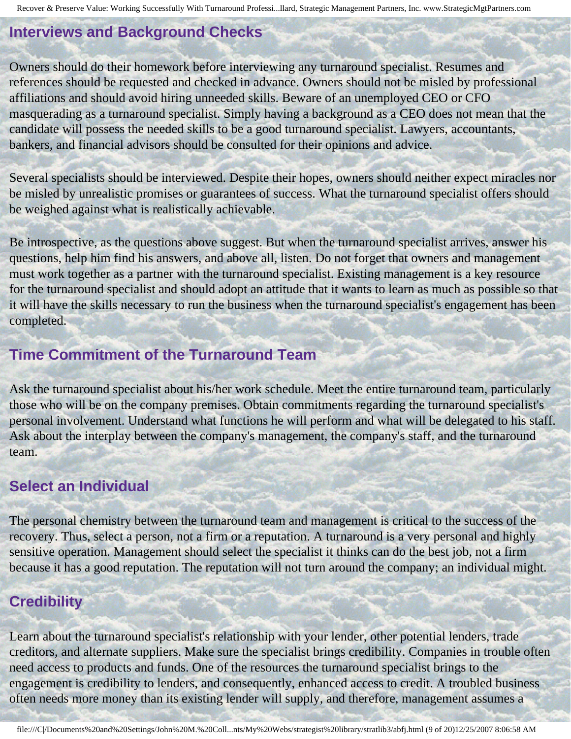## Interviews and Background Checks

Owners should do their homework before interviewing any turnaround specialist. Resumes and references should be requested and checked in advance. Owners should not be misled by professional affiliations and should avoid hiring unneeded skills. Beware of an unemployed CEO or CFO masquerading as a turnaround specialist. Simply having a background as a CEO does not mean that the candidate will possess the needed skills to be a good turnaround specialist. Lawyers, accountants, bankers, and financial advisors should be consulted for their opinions and advice.

Several specialists should be interviewed. Despite their hopes, owners should neither expect miracles nor be misled by unrealistic promises or guarantees of success. What the turnaround specialist offers should be weighed against what is realistically achievable.

Be introspective, as the questions above suggest. But when the turnaround specialist arrives, answer his questions, help him find his answers, and above all, listen. Do not forget that owners and management must work together as a partner with the turnaround specialist. Existing management is a key resource for the turnaround specialist and should adopt an attitude that it wants to learn as much as possible so that it will have the skills necessary to run the business when the turnaround specialist's engagement has been completed.

## Time Commitment of the Turnaround Team

Ask the turnaround specialist about his/her work schedule. Meet the entire turnaround team, particularly those who will be on the company premises. Obtain commitments regarding the turnaround specialist's personal involvement. Understand what functions he will perform and what will be delegated to his staff. Ask about the interplay between the company's management, the company's staff, and the turnaround team.

## Select an Individual

The personal chemistry between the turnaround team and management is critical to the success of the recovery. Thus, select a person, not a firm or a reputation. A turnaround is a very personal and highly sensitive operation. Management should select the specialist it thinks can do the best job, not a firm because it has a good reputation. The reputation will not turn around the company; an individual might.

## Credibility

Learn about the turnaround specialist's relationship with your lender, other potential lenders, trade creditors, and alternate suppliers. Make sure the specialist brings credibility. Companies in trouble often need access to products and funds. One of the resources the turnaround specialist brings to the engagement is credibility to lenders, and consequently, enhanced access to credit. A troubled business often needs more money than its existing lender will supply, and therefore, management assumes a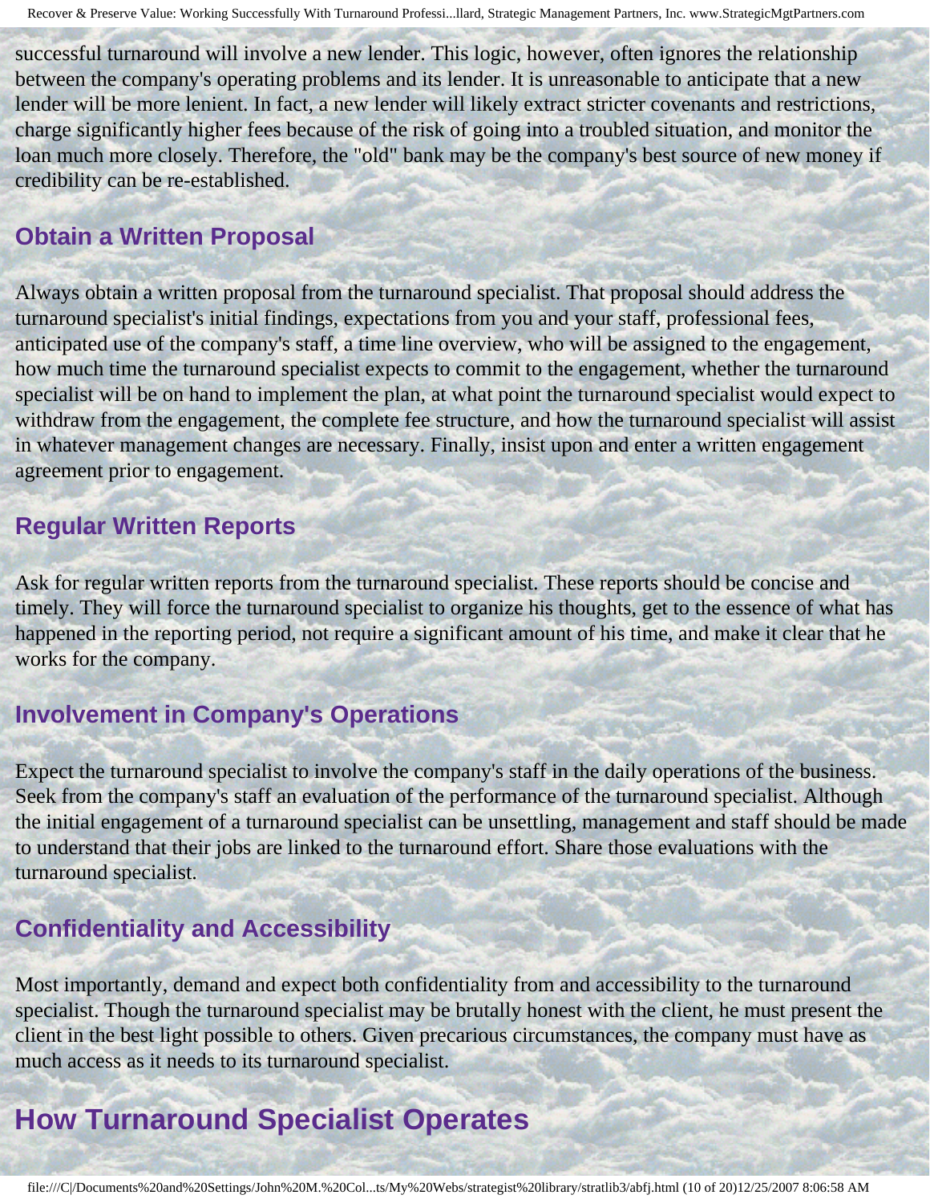successful turnaround will involve a new lender. This logic, however, often ignores the relationship between the company's operating problems and its lender. It is unreasonable to anticipate that a new lender will be more lenient. In fact, a new lender will likely extract stricter covenants and restrictions, charge significantly higher fees because of the risk of going into a troubled situation, and monitor the loan much more closely. Therefore, the "old" bank may be the company's best source of new money if credibility can be re-established.

### Obtain a Written Proposal

Always obtain a written proposal from the turnaround specialist. That proposal should address the turnaround specialist's initial findings, expectations from you and your staff, professional fees, anticipated use of the company's staff, a time line overview, who will be assigned to the engagement, how much time the turnaround specialist expects to commit to the engagement, whether the turnaround specialist will be on hand to implement the plan, at what point the turnaround specialist would expect to withdraw from the engagement, the complete fee structure, and how the turnaround specialist will assist in whatever management changes are necessary. Finally, insist upon and enter a written engagement agreement prior to engagement.

### Regular Written Reports

Ask for regular written reports from the turnaround specialist. These reports should be concise and timely. They will force the turnaround specialist to organize his thoughts, get to the essence of what has happened in the reporting period, not require a significant amount of his time, and make it clear that he works for the company.

### Involvement in Company's Operations

Expect the turnaround specialist to involve the company's staff in the daily operations of the business. Seek from the company's staff an evaluation of the performance of the turnaround specialist. Although the initial engagement of a turnaround specialist can be unsettling, management and staff should be made to understand that their jobs are linked to the turnaround effort. Share those evaluations with the turnaround specialist.

### Confidentiality and Accessibility

Most importantly, demand and expect both confidentiality from and accessibility to the turnaround specialist. Though the turnaround specialist may be brutally honest with the client, he must present the client in the best light possible to others. Given precarious circumstances, the company must have as much access as it needs to its turnaround specialist.

## How Turnaround Specialist Operates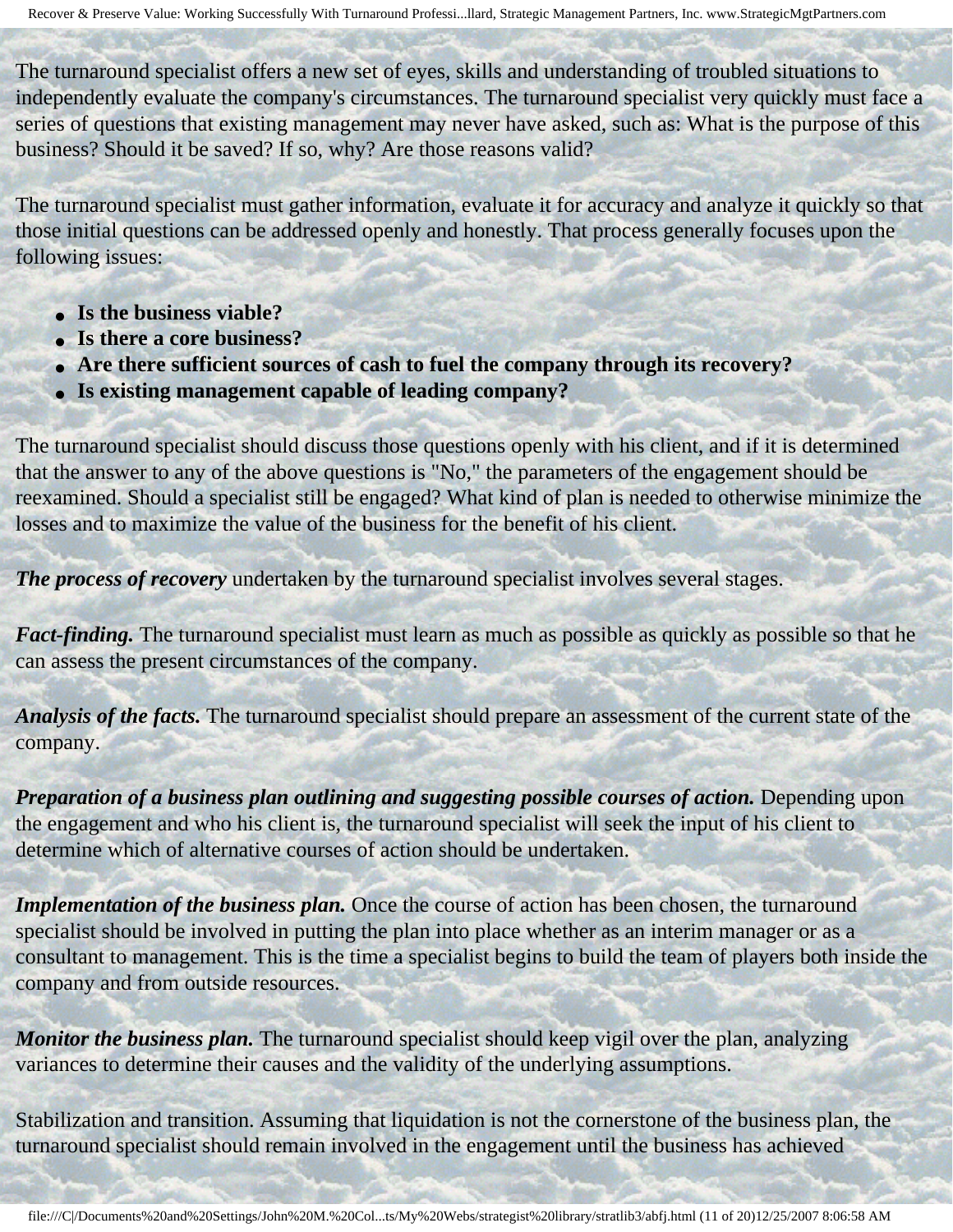The turnaround specialist offers a new set of eyes, skills and understanding of troubled situations to independently evaluate the company's circumstances. The turnaround specialist very quickly must face a series of questions that existing management may never have asked, such as: What is the purpose of this business? Should it be saved? If so, why? Are those reasons valid?

The turnaround specialist must gather information, evaluate it for accuracy and analyze it quickly so that those initial questions can be addressed openly and honestly. That process generally focuses upon the following issues:

- **Is the business viable?**
- **Is there a core business?**
- **Are there sufficient sources of cash to fuel the company through its recovery?**
- **Is existing management capable of leading company?**

The turnaround specialist should discuss those questions openly with his client, and if it is determined that the answer to any of the above questions is "No," the parameters of the engagement should be reexamined. Should a specialist still be engaged? What kind of plan is needed to otherwise minimize the losses and to maximize the value of the business for the benefit of his client.

***The process of recovery*** undertaken by the turnaround specialist involves several stages.

***Fact-finding.*** The turnaround specialist must learn as much as possible as quickly as possible so that he can assess the present circumstances of the company.

***Analysis of the facts.*** The turnaround specialist should prepare an assessment of the current state of the company.

***Preparation of a business plan outlining and suggesting possible courses of action.*** Depending upon the engagement and who his client is, the turnaround specialist will seek the input of his client to determine which of alternative courses of action should be undertaken.

***Implementation of the business plan.*** Once the course of action has been chosen, the turnaround specialist should be involved in putting the plan into place whether as an interim manager or as a consultant to management. This is the time a specialist begins to build the team of players both inside the company and from outside resources.

***Monitor the business plan.*** The turnaround specialist should keep vigil over the plan, analyzing variances to determine their causes and the validity of the underlying assumptions.

Stabilization and transition. Assuming that liquidation is not the cornerstone of the business plan, the turnaround specialist should remain involved in the engagement until the business has achieved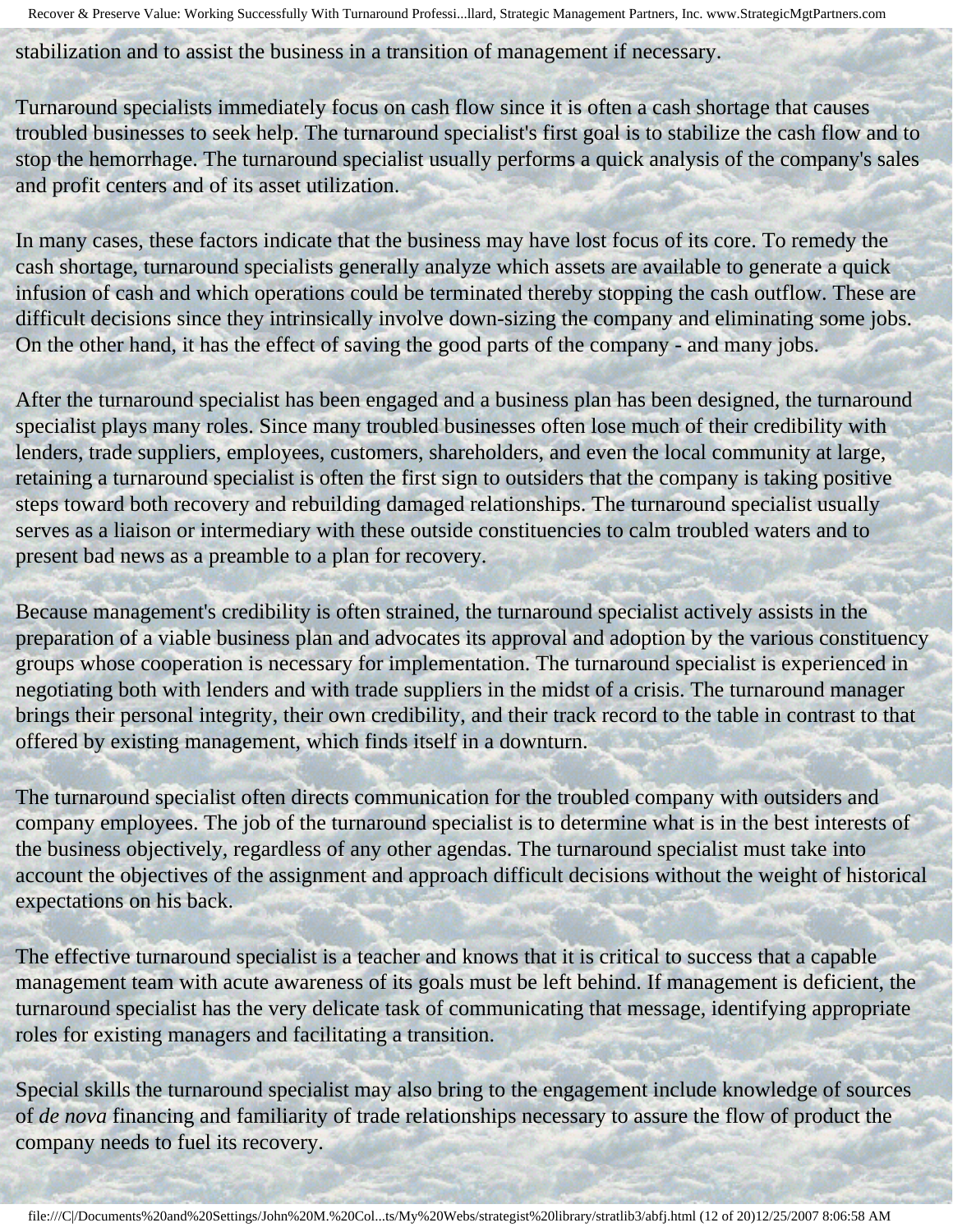stabilization and to assist the business in a transition of management if necessary.

Turnaround specialists immediately focus on cash flow since it is often a cash shortage that causes troubled businesses to seek help. The turnaround specialist's first goal is to stabilize the cash flow and to stop the hemorrhage. The turnaround specialist usually performs a quick analysis of the company's sales and profit centers and of its asset utilization.

In many cases, these factors indicate that the business may have lost focus of its core. To remedy the cash shortage, turnaround specialists generally analyze which assets are available to generate a quick infusion of cash and which operations could be terminated thereby stopping the cash outflow. These are difficult decisions since they intrinsically involve down-sizing the company and eliminating some jobs. On the other hand, it has the effect of saving the good parts of the company - and many jobs.

After the turnaround specialist has been engaged and a business plan has been designed, the turnaround specialist plays many roles. Since many troubled businesses often lose much of their credibility with lenders, trade suppliers, employees, customers, shareholders, and even the local community at large, retaining a turnaround specialist is often the first sign to outsiders that the company is taking positive steps toward both recovery and rebuilding damaged relationships. The turnaround specialist usually serves as a liaison or intermediary with these outside constituencies to calm troubled waters and to present bad news as a preamble to a plan for recovery.

Because management's credibility is often strained, the turnaround specialist actively assists in the preparation of a viable business plan and advocates its approval and adoption by the various constituency groups whose cooperation is necessary for implementation. The turnaround specialist is experienced in negotiating both with lenders and with trade suppliers in the midst of a crisis. The turnaround manager brings their personal integrity, their own credibility, and their track record to the table in contrast to that offered by existing management, which finds itself in a downturn.

The turnaround specialist often directs communication for the troubled company with outsiders and company employees. The job of the turnaround specialist is to determine what is in the best interests of the business objectively, regardless of any other agendas. The turnaround specialist must take into account the objectives of the assignment and approach difficult decisions without the weight of historical expectations on his back.

The effective turnaround specialist is a teacher and knows that it is critical to success that a capable management team with acute awareness of its goals must be left behind. If management is deficient, the turnaround specialist has the very delicate task of communicating that message, identifying appropriate roles for existing managers and facilitating a transition.

Special skills the turnaround specialist may also bring to the engagement include knowledge of sources of *de nova* financing and familiarity of trade relationships necessary to assure the flow of product the company needs to fuel its recovery.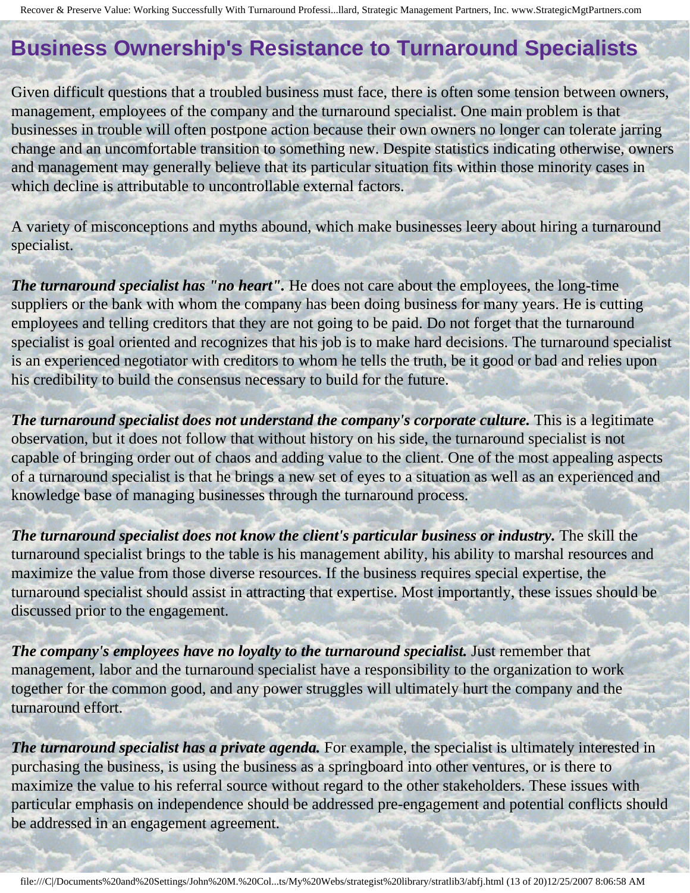# Business Ownership's Resistance to Turnaround Specialists

Given difficult questions that a troubled business must face, there is often some tension between owners, management, employees of the company and the turnaround specialist. One main problem is that businesses in trouble will often postpone action because their own owners no longer can tolerate jarring change and an uncomfortable transition to something new. Despite statistics indicating otherwise, owners and management may generally believe that its particular situation fits within those minority cases in which decline is attributable to uncontrollable external factors.

A variety of misconceptions and myths abound, which make businesses leery about hiring a turnaround specialist.

***The turnaround specialist has "no heart".*** He does not care about the employees, the long-time suppliers or the bank with whom the company has been doing business for many years. He is cutting employees and telling creditors that they are not going to be paid. Do not forget that the turnaround specialist is goal oriented and recognizes that his job is to make hard decisions. The turnaround specialist is an experienced negotiator with creditors to whom he tells the truth, be it good or bad and relies upon his credibility to build the consensus necessary to build for the future.

***The turnaround specialist does not understand the company's corporate culture.*** This is a legitimate observation, but it does not follow that without history on his side, the turnaround specialist is not capable of bringing order out of chaos and adding value to the client. One of the most appealing aspects of a turnaround specialist is that he brings a new set of eyes to a situation as well as an experienced and knowledge base of managing businesses through the turnaround process.

***The turnaround specialist does not know the client's particular business or industry.*** The skill the turnaround specialist brings to the table is his management ability, his ability to marshal resources and maximize the value from those diverse resources. If the business requires special expertise, the turnaround specialist should assist in attracting that expertise. Most importantly, these issues should be discussed prior to the engagement.

***The company's employees have no loyalty to the turnaround specialist.*** Just remember that management, labor and the turnaround specialist have a responsibility to the organization to work together for the common good, and any power struggles will ultimately hurt the company and the turnaround effort.

***The turnaround specialist has a private agenda.*** For example, the specialist is ultimately interested in purchasing the business, is using the business as a springboard into other ventures, or is there to maximize the value to his referral source without regard to the other stakeholders. These issues with particular emphasis on independence should be addressed pre-engagement and potential conflicts should be addressed in an engagement agreement.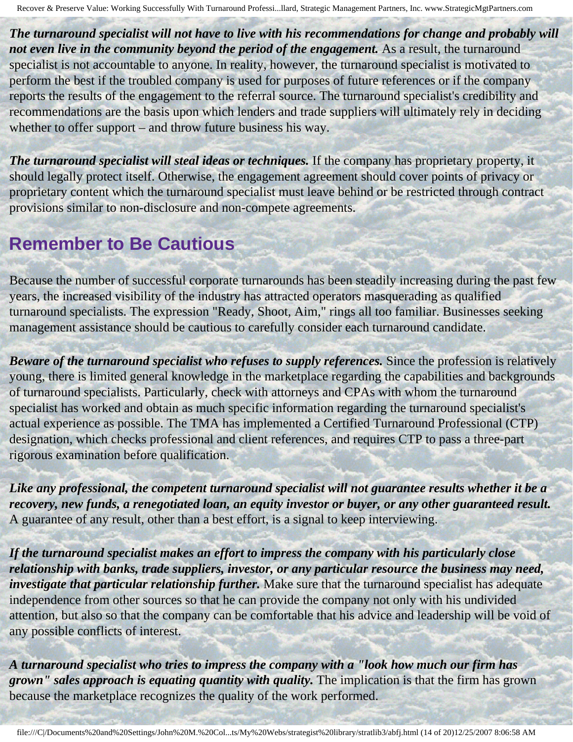***The turnaround specialist will not have to live with his recommendations for change and probably will not even live in the community beyond the period of the engagement.*** As a result, the turnaround specialist is not accountable to anyone. In reality, however, the turnaround specialist is motivated to perform the best if the troubled company is used for purposes of future references or if the company reports the results of the engagement to the referral source. The turnaround specialist's credibility and recommendations are the basis upon which lenders and trade suppliers will ultimately rely in deciding whether to offer support – and throw future business his way.

***The turnaround specialist will steal ideas or techniques.*** If the company has proprietary property, it should legally protect itself. Otherwise, the engagement agreement should cover points of privacy or proprietary content which the turnaround specialist must leave behind or be restricted through contract provisions similar to non-disclosure and non-compete agreements.

## Remember to Be Cautious

Because the number of successful corporate turnarounds has been steadily increasing during the past few years, the increased visibility of the industry has attracted operators masquerading as qualified turnaround specialists. The expression "Ready, Shoot, Aim," rings all too familiar. Businesses seeking management assistance should be cautious to carefully consider each turnaround candidate.

***Beware of the turnaround specialist who refuses to supply references.*** Since the profession is relatively young, there is limited general knowledge in the marketplace regarding the capabilities and backgrounds of turnaround specialists. Particularly, check with attorneys and CPAs with whom the turnaround specialist has worked and obtain as much specific information regarding the turnaround specialist's actual experience as possible. The TMA has implemented a Certified Turnaround Professional (CTP) designation, which checks professional and client references, and requires CTP to pass a three-part rigorous examination before qualification.

***Like any professional, the competent turnaround specialist will not guarantee results whether it be a recovery, new funds, a renegotiated loan, an equity investor or buyer, or any other guaranteed result.*** A guarantee of any result, other than a best effort, is a signal to keep interviewing.

***If the turnaround specialist makes an effort to impress the company with his particularly close relationship with banks, trade suppliers, investor, or any particular resource the business may need, investigate that particular relationship further.*** Make sure that the turnaround specialist has adequate independence from other sources so that he can provide the company not only with his undivided attention, but also so that the company can be comfortable that his advice and leadership will be void of any possible conflicts of interest.

***A turnaround specialist who tries to impress the company with a "look how much our firm has grown" sales approach is equating quantity with quality.*** The implication is that the firm has grown because the marketplace recognizes the quality of the work performed.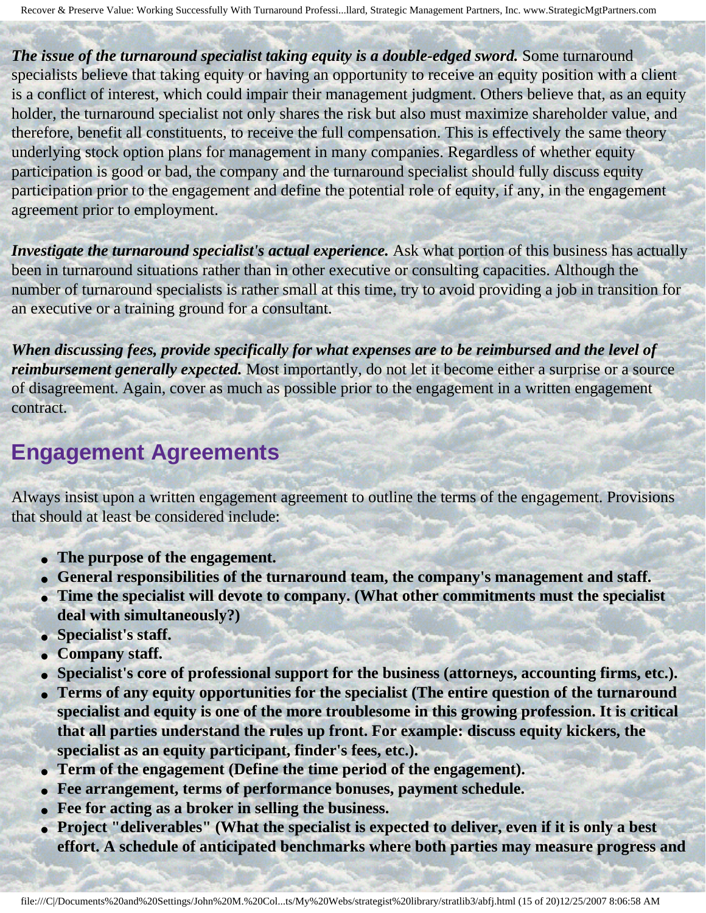***The issue of the turnaround specialist taking equity is a double-edged sword.*** Some turnaround specialists believe that taking equity or having an opportunity to receive an equity position with a client is a conflict of interest, which could impair their management judgment. Others believe that, as an equity holder, the turnaround specialist not only shares the risk but also must maximize shareholder value, and therefore, benefit all constituents, to receive the full compensation. This is effectively the same theory underlying stock option plans for management in many companies. Regardless of whether equity participation is good or bad, the company and the turnaround specialist should fully discuss equity participation prior to the engagement and define the potential role of equity, if any, in the engagement agreement prior to employment.

***Investigate the turnaround specialist's actual experience.*** Ask what portion of this business has actually been in turnaround situations rather than in other executive or consulting capacities. Although the number of turnaround specialists is rather small at this time, try to avoid providing a job in transition for an executive or a training ground for a consultant.

***When discussing fees, provide specifically for what expenses are to be reimbursed and the level of reimbursement generally expected.*** Most importantly, do not let it become either a surprise or a source of disagreement. Again, cover as much as possible prior to the engagement in a written engagement contract.

## Engagement Agreements

Always insist upon a written engagement agreement to outline the terms of the engagement. Provisions that should at least be considered include:

- **The purpose of the engagement.**
- **General responsibilities of the turnaround team, the company's management and staff.**
- **Time the specialist will devote to company. (What other commitments must the specialist deal with simultaneously?)**
- **Specialist's staff.**
- **Company staff.**
- **Specialist's core of professional support for the business (attorneys, accounting firms, etc.).**
- **Terms of any equity opportunities for the specialist (The entire question of the turnaround specialist and equity is one of the more troublesome in this growing profession. It is critical that all parties understand the rules up front. For example: discuss equity kickers, the specialist as an equity participant, finder's fees, etc.).**
- **Term of the engagement (Define the time period of the engagement).**
- **Fee arrangement, terms of performance bonuses, payment schedule.**
- **Fee for acting as a broker in selling the business.**
- **Project "deliverables" (What the specialist is expected to deliver, even if it is only a best effort. A schedule of anticipated benchmarks where both parties may measure progress and**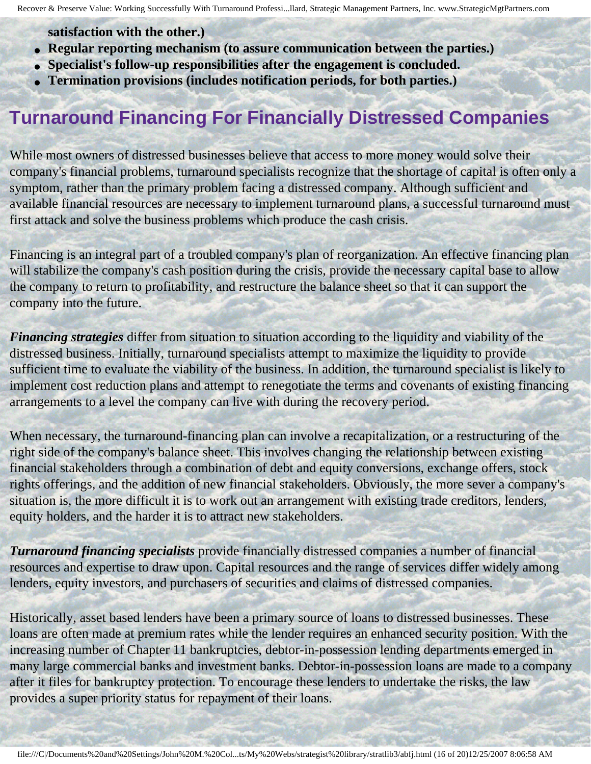**satisfaction with the other.)**

- **Regular reporting mechanism (to assure communication between the parties.)**
- **Specialist's follow-up responsibilities after the engagement is concluded.**
- **Termination provisions (includes notification periods, for both parties.)**

## Turnaround Financing For Financially Distressed Companies

While most owners of distressed businesses believe that access to more money would solve their company's financial problems, turnaround specialists recognize that the shortage of capital is often only a symptom, rather than the primary problem facing a distressed company. Although sufficient and available financial resources are necessary to implement turnaround plans, a successful turnaround must first attack and solve the business problems which produce the cash crisis.

Financing is an integral part of a troubled company's plan of reorganization. An effective financing plan will stabilize the company's cash position during the crisis, provide the necessary capital base to allow the company to return to profitability, and restructure the balance sheet so that it can support the company into the future.

***Financing strategies*** differ from situation to situation according to the liquidity and viability of the distressed business. Initially, turnaround specialists attempt to maximize the liquidity to provide sufficient time to evaluate the viability of the business. In addition, the turnaround specialist is likely to implement cost reduction plans and attempt to renegotiate the terms and covenants of existing financing arrangements to a level the company can live with during the recovery period.

When necessary, the turnaround-financing plan can involve a recapitalization, or a restructuring of the right side of the company's balance sheet. This involves changing the relationship between existing financial stakeholders through a combination of debt and equity conversions, exchange offers, stock rights offerings, and the addition of new financial stakeholders. Obviously, the more sever a company's situation is, the more difficult it is to work out an arrangement with existing trade creditors, lenders, equity holders, and the harder it is to attract new stakeholders.

***Turnaround financing specialists*** provide financially distressed companies a number of financial resources and expertise to draw upon. Capital resources and the range of services differ widely among lenders, equity investors, and purchasers of securities and claims of distressed companies.

Historically, asset based lenders have been a primary source of loans to distressed businesses. These loans are often made at premium rates while the lender requires an enhanced security position. With the increasing number of Chapter 11 bankruptcies, debtor-in-possession lending departments emerged in many large commercial banks and investment banks. Debtor-in-possession loans are made to a company after it files for bankruptcy protection. To encourage these lenders to undertake the risks, the law provides a super priority status for repayment of their loans.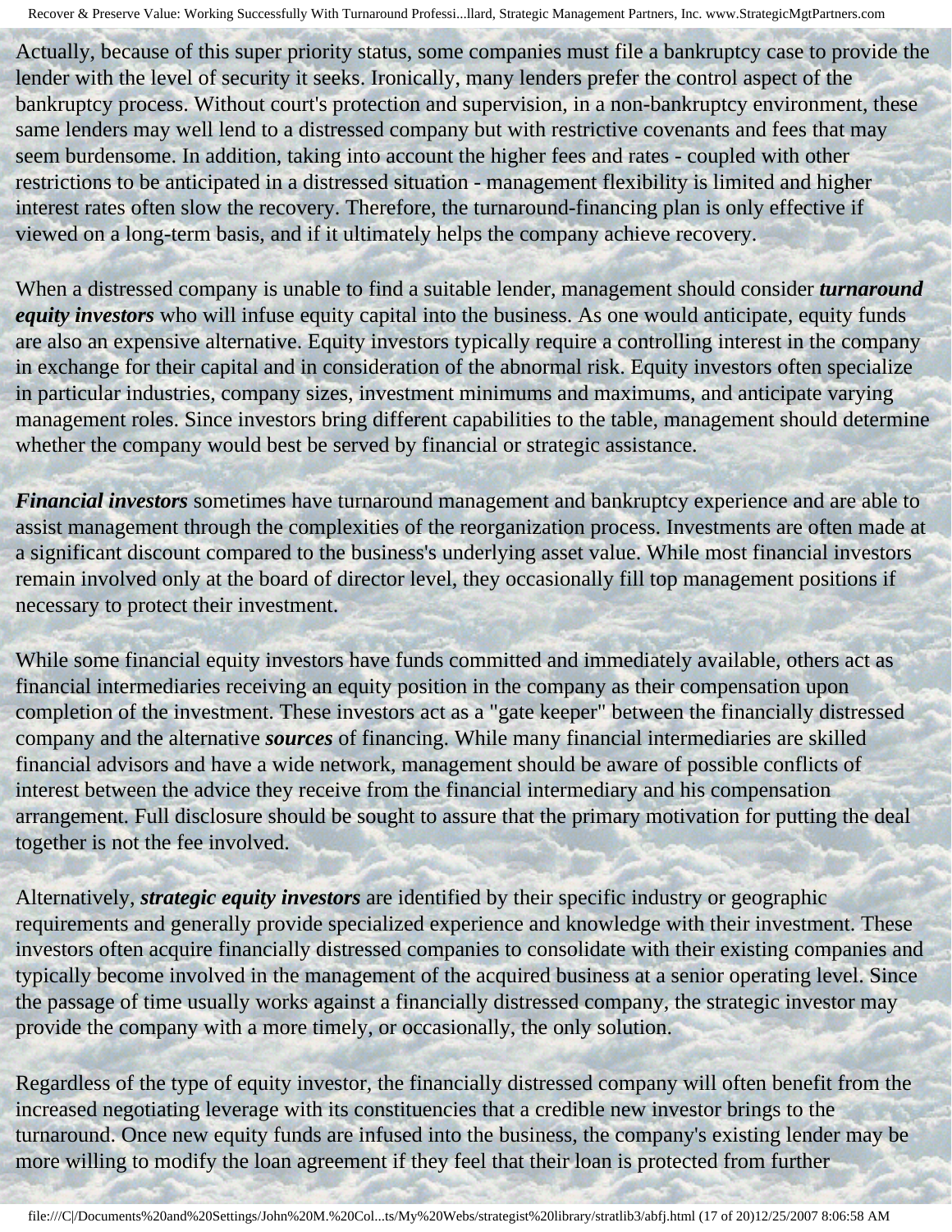Actually, because of this super priority status, some companies must file a bankruptcy case to provide the lender with the level of security it seeks. Ironically, many lenders prefer the control aspect of the bankruptcy process. Without court's protection and supervision, in a non-bankruptcy environment, these same lenders may well lend to a distressed company but with restrictive covenants and fees that may seem burdensome. In addition, taking into account the higher fees and rates - coupled with other restrictions to be anticipated in a distressed situation - management flexibility is limited and higher interest rates often slow the recovery. Therefore, the turnaround-financing plan is only effective if viewed on a long-term basis, and if it ultimately helps the company achieve recovery.

When a distressed company is unable to find a suitable lender, management should consider ***turnaround equity investors*** who will infuse equity capital into the business. As one would anticipate, equity funds are also an expensive alternative. Equity investors typically require a controlling interest in the company in exchange for their capital and in consideration of the abnormal risk. Equity investors often specialize in particular industries, company sizes, investment minimums and maximums, and anticipate varying management roles. Since investors bring different capabilities to the table, management should determine whether the company would best be served by financial or strategic assistance.

***Financial investors*** sometimes have turnaround management and bankruptcy experience and are able to assist management through the complexities of the reorganization process. Investments are often made at a significant discount compared to the business's underlying asset value. While most financial investors remain involved only at the board of director level, they occasionally fill top management positions if necessary to protect their investment.

While some financial equity investors have funds committed and immediately available, others act as financial intermediaries receiving an equity position in the company as their compensation upon completion of the investment. These investors act as a "gate keeper" between the financially distressed company and the alternative ***sources*** of financing. While many financial intermediaries are skilled financial advisors and have a wide network, management should be aware of possible conflicts of interest between the advice they receive from the financial intermediary and his compensation arrangement. Full disclosure should be sought to assure that the primary motivation for putting the deal together is not the fee involved.

Alternatively, ***strategic equity investors*** are identified by their specific industry or geographic requirements and generally provide specialized experience and knowledge with their investment. These investors often acquire financially distressed companies to consolidate with their existing companies and typically become involved in the management of the acquired business at a senior operating level. Since the passage of time usually works against a financially distressed company, the strategic investor may provide the company with a more timely, or occasionally, the only solution.

Regardless of the type of equity investor, the financially distressed company will often benefit from the increased negotiating leverage with its constituencies that a credible new investor brings to the turnaround. Once new equity funds are infused into the business, the company's existing lender may be more willing to modify the loan agreement if they feel that their loan is protected from further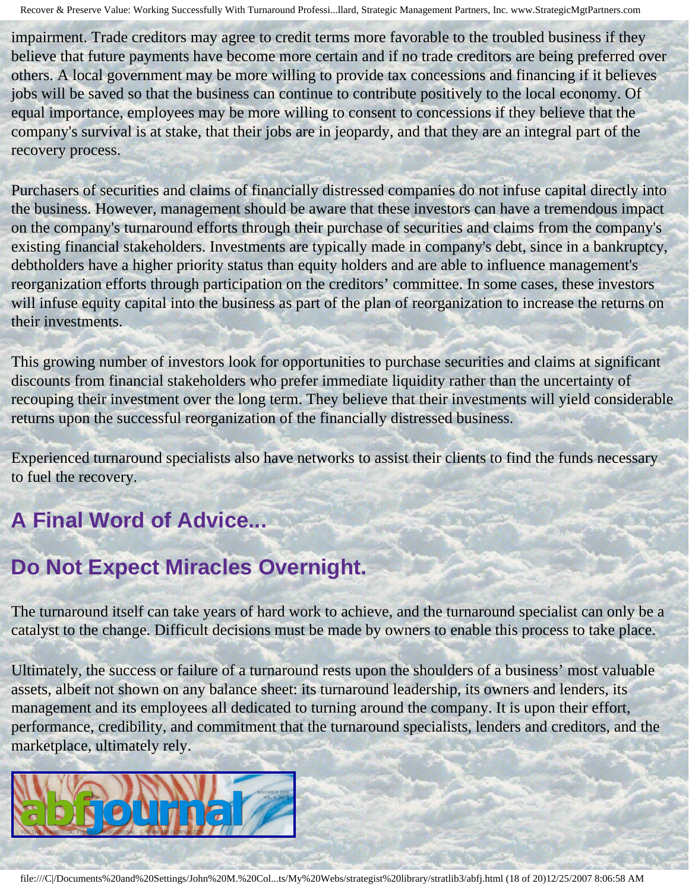impairment. Trade creditors may agree to credit terms more favorable to the troubled business if they believe that future payments have become more certain and if no trade creditors are being preferred over others. A local government may be more willing to provide tax concessions and financing if it believes jobs will be saved so that the business can continue to contribute positively to the local economy. Of equal importance, employees may be more willing to consent to concessions if they believe that the company's survival is at stake, that their jobs are in jeopardy, and that they are an integral part of the recovery process.

Purchasers of securities and claims of financially distressed companies do not infuse capital directly into the business. However, management should be aware that these investors can have a tremendous impact on the company's turnaround efforts through their purchase of securities and claims from the company's existing financial stakeholders. Investments are typically made in company's debt, since in a bankruptcy, debtholders have a higher priority status than equity holders and are able to influence management's reorganization efforts through participation on the creditors' committee. In some cases, these investors will infuse equity capital into the business as part of the plan of reorganization to increase the returns on their investments.

This growing number of investors look for opportunities to purchase securities and claims at significant discounts from financial stakeholders who prefer immediate liquidity rather than the uncertainty of recouping their investment over the long term. They believe that their investments will yield considerable returns upon the successful reorganization of the financially distressed business.

Experienced turnaround specialists also have networks to assist their clients to find the funds necessary to fuel the recovery.

## A Final Word of Advice...

## Do Not Expect Miracles Overnight.

The turnaround itself can take years of hard work to achieve, and the turnaround specialist can only be a catalyst to the change. Difficult decisions must be made by owners to enable this process to take place.

Ultimately, the success or failure of a turnaround rests upon the shoulders of a business' most valuable assets, albeit not shown on any balance sheet: its turnaround leadership, its owners and lenders, its management and its employees all dedicated to turning around the company. It is upon their effort, performance, credibility, and commitment that the turnaround specialists, lenders and creditors, and the marketplace, ultimately rely.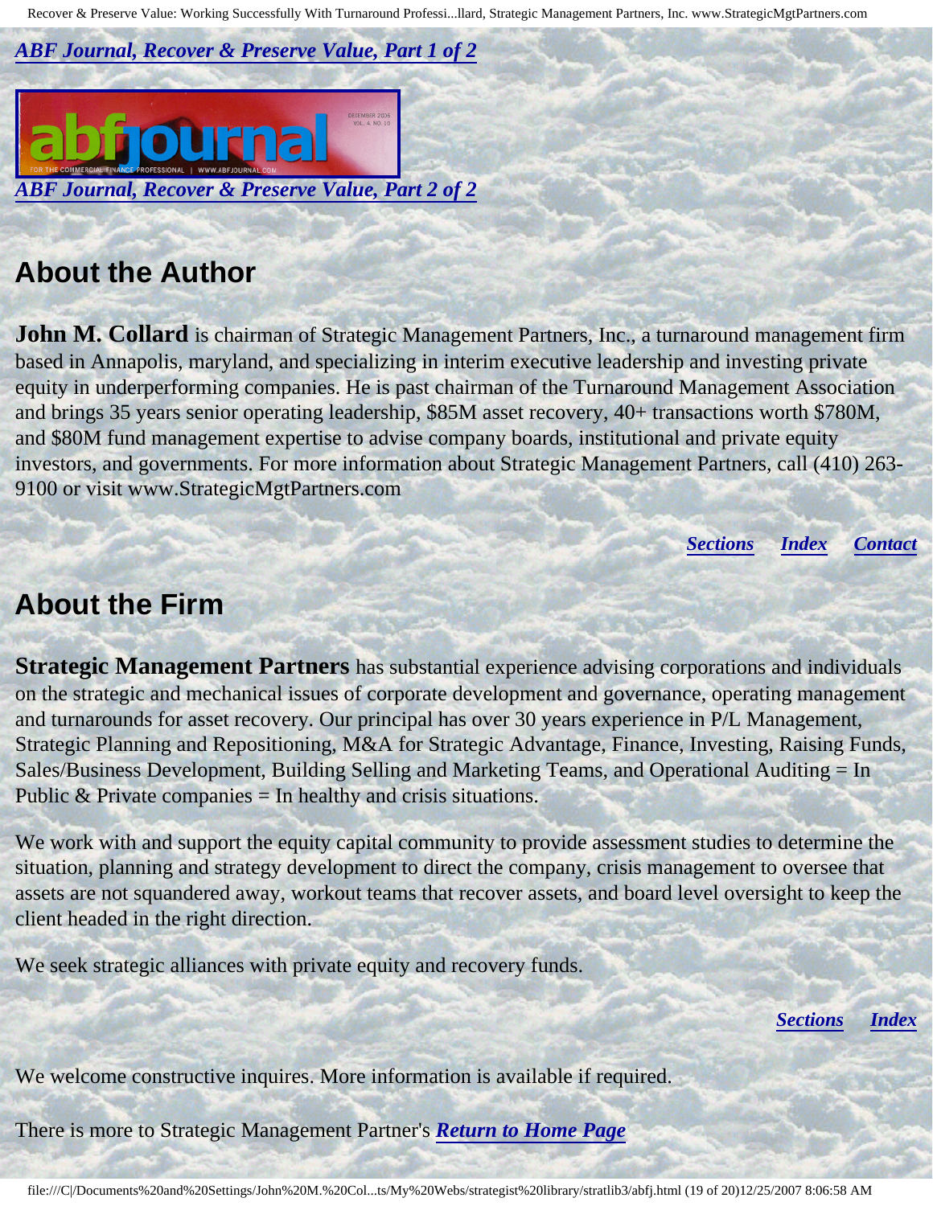***ABF Journal, Recover & Preserve Value, Part 1 of 2***

***ABF Journal, Recover & Preserve Value, Part 2 of 2***

## About the Author

**John M. Collard** is chairman of Strategic Management Partners, Inc., a turnaround management firm based in Annapolis, maryland, and specializing in interim executive leadership and investing private equity in underperforming companies. He is past chairman of the Turnaround Management Association and brings 35 years senior operating leadership, $85M asset recovery, 40+ transactions worth $780M, and $80M fund management expertise to advise company boards, institutional and private equity investors, and governments. For more information about Strategic Management Partners, call (410) 263-9100 or visit www.StrategicMgtPartners.com

***Sections*** ***Index*** ***Contact***

## About the Firm

**Strategic Management Partners** has substantial experience advising corporations and individuals on the strategic and mechanical issues of corporate development and governance, operating management and turnarounds for asset recovery. Our principal has over 30 years experience in P/L Management, Strategic Planning and Repositioning, M&A for Strategic Advantage, Finance, Investing, Raising Funds, Sales/Business Development, Building Selling and Marketing Teams, and Operational Auditing = In Public & Private companies = In healthy and crisis situations.

We work with and support the equity capital community to provide assessment studies to determine the situation, planning and strategy development to direct the company, crisis management to oversee that assets are not squandered away, workout teams that recover assets, and board level oversight to keep the client headed in the right direction.

We seek strategic alliances with private equity and recovery funds.

***Sections*** ***Index***

We welcome constructive inquires. More information is available if required.

There is more to Strategic Management Partner's ***Return to Home Page***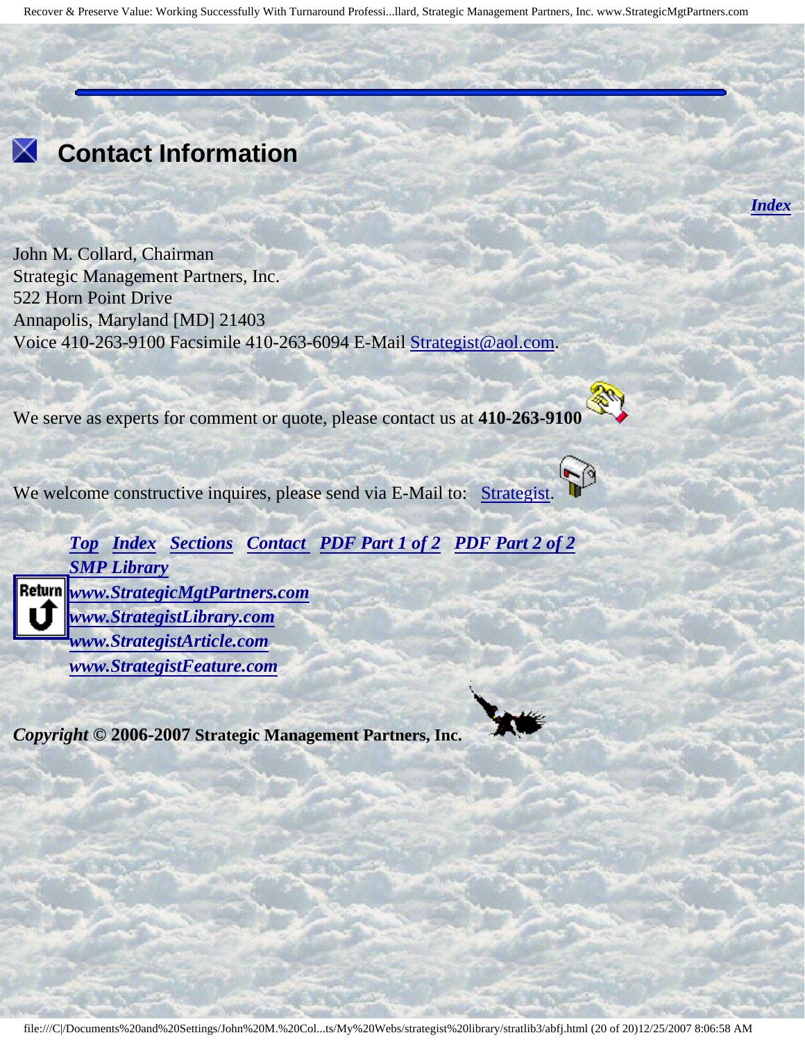# Contact Information

*Index*

John M. Collard, Chairman
Strategic Management Partners, Inc.
522 Horn Point Drive
Annapolis, Maryland [MD] 21403
Voice 410-263-9100 Facsimile 410-263-6094 E-Mail Strategist@aol.com.

We serve as experts for comment or quote, please contact us at **410-263-9100**

We welcome constructive inquires, please send via E-Mail to: Strategist.

***Top*** ***Index*** ***Sections*** ***Contact*** ***PDF Part 1 of 2*** ***PDF Part 2 of 2***
***SMP Library***
***www.StrategicMgtPartners.com***
***www.StrategistLibrary.com***
***www.StrategistArticle.com***
***www.StrategistFeature.com***

***Copyright*** **© 2006-2007 Strategic Management Partners, Inc.**